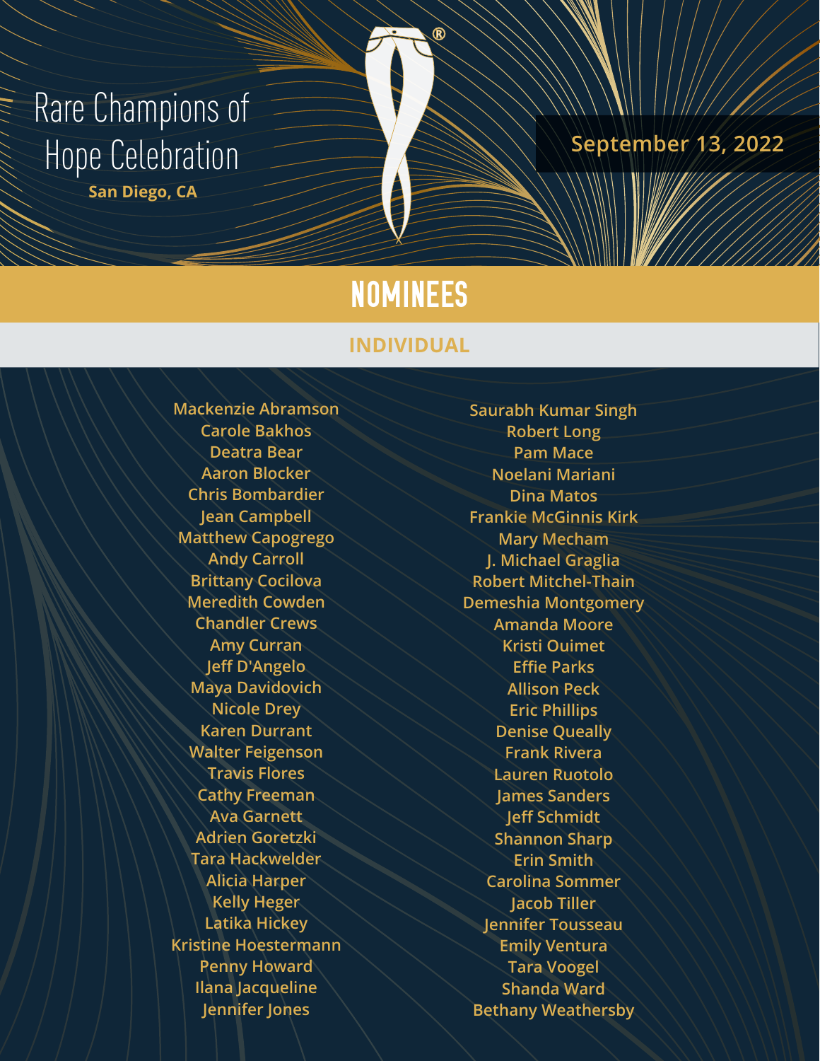# Rare Champions of Hope Celebration

**San Diego, CA**

**September 13, 2022**

## NOMINEES

### INDIVIDUAL

Mackenzie Abramson
Carole Bakhos
Deatra Bear
Aaron Blocker
Chris Bombardier
Jean Campbell
Matthew Capogrego
Andy Carroll
Brittany Cocilova
Meredith Cowden
Chandler Crews
Amy Curran
Jeff D'Angelo
Maya Davidovich
Nicole Drey
Karen Durrant
Walter Feigenson
Travis Flores
Cathy Freeman
Ava Garnett
Adrien Goretzki
Tara Hackwelder
Alicia Harper
Kelly Heger
Latika Hickey
Kristine Hoestermann
Penny Howard
Ilana Jacqueline
Jennifer Jones
Saurabh Kumar Singh
Robert Long
Pam Mace
Noelani Mariani
Dina Matos
Frankie McGinnis Kirk
Mary Mecham
J. Michael Graglia
Robert Mitchel-Thain
Demeshia Montgomery
Amanda Moore
Kristi Ouimet
Effie Parks
Allison Peck
Eric Phillips
Denise Queally
Frank Rivera
Lauren Ruotolo
James Sanders
Jeff Schmidt
Shannon Sharp
Erin Smith
Carolina Sommer
Jacob Tiller
Jennifer Tousseau
Emily Ventura
Tara Voogel
Shanda Ward
Bethany Weathersby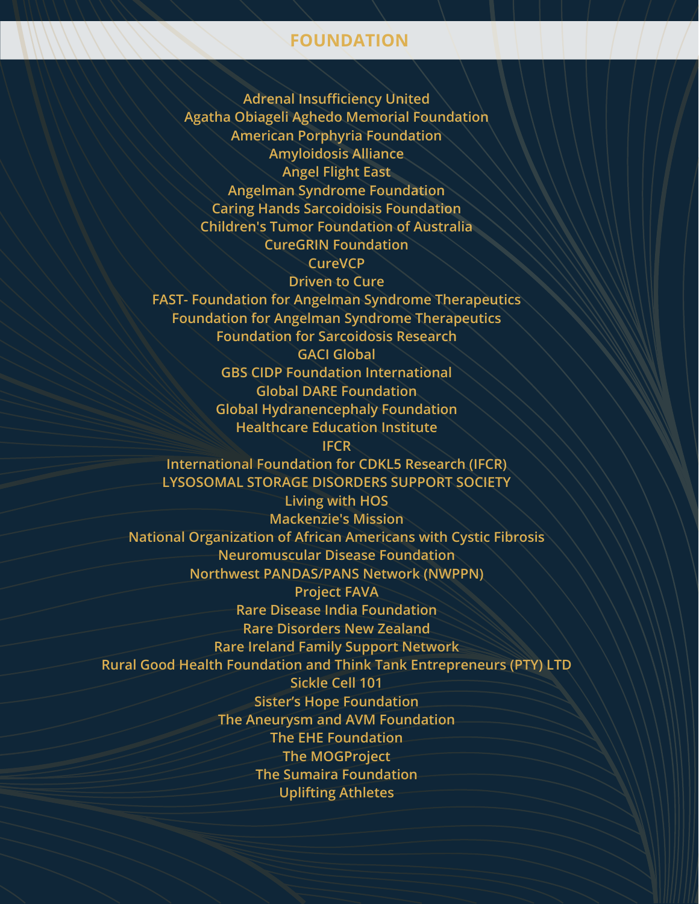## FOUNDATION

Adrenal Insufficiency United
Agatha Obiageli Aghedo Memorial Foundation
American Porphyria Foundation
Amyloidosis Alliance
Angel Flight East
Angelman Syndrome Foundation
Caring Hands Sarcoidoisis Foundation
Children's Tumor Foundation of Australia
CureGRIN Foundation
CureVCP
Driven to Cure
FAST- Foundation for Angelman Syndrome Therapeutics
Foundation for Angelman Syndrome Therapeutics
Foundation for Sarcoidosis Research
GACI Global
GBS CIDP Foundation International
Global DARE Foundation
Global Hydranencephaly Foundation
Healthcare Education Institute
IFCR
International Foundation for CDKL5 Research (IFCR)
LYSOSOMAL STORAGE DISORDERS SUPPORT SOCIETY
Living with HOS
Mackenzie's Mission
National Organization of African Americans with Cystic Fibrosis
Neuromuscular Disease Foundation
Northwest PANDAS/PANS Network (NWPPN)
Project FAVA
Rare Disease India Foundation
Rare Disorders New Zealand
Rare Ireland Family Support Network
Rural Good Health Foundation and Think Tank Entrepreneurs (PTY) LTD
Sickle Cell 101
Sister's Hope Foundation
The Aneurysm and AVM Foundation
The EHE Foundation
The MOGProject
The Sumaira Foundation
Uplifting Athletes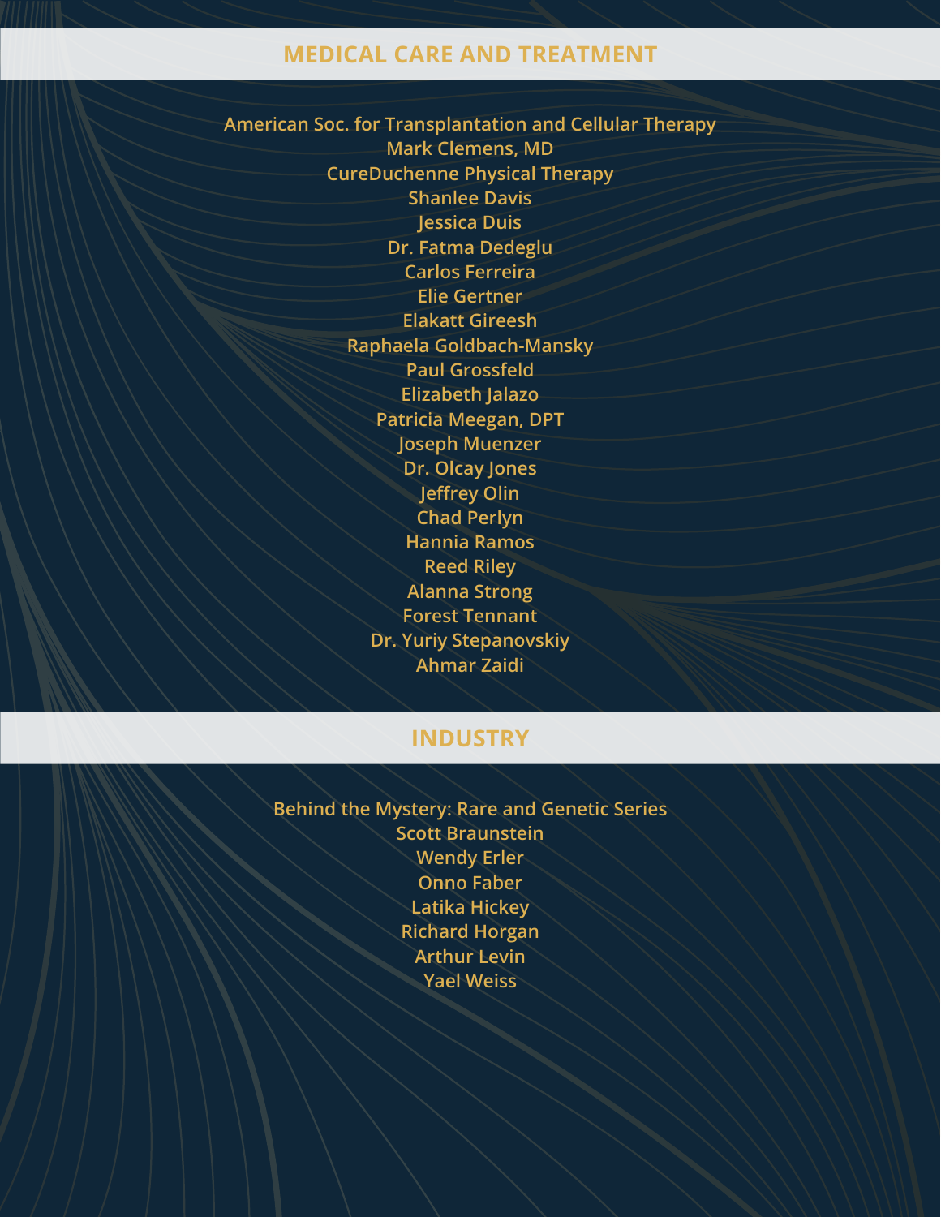## MEDICAL CARE AND TREATMENT

American Soc. for Transplantation and Cellular Therapy
Mark Clemens, MD
CureDuchenne Physical Therapy
Shanlee Davis
Jessica Duis
Dr. Fatma Dedeglu
Carlos Ferreira
Elie Gertner
Elakatt Gireesh
Raphaela Goldbach-Mansky
Paul Grossfeld
Elizabeth Jalazo
Patricia Meegan, DPT
Joseph Muenzer
Dr. Olcay Jones
Jeffrey Olin
Chad Perlyn
Hannia Ramos
Reed Riley
Alanna Strong
Forest Tennant
Dr. Yuriy Stepanovskiy
Ahmar Zaidi

## INDUSTRY

Behind the Mystery: Rare and Genetic Series
Scott Braunstein
Wendy Erler
Onno Faber
Latika Hickey
Richard Horgan
Arthur Levin
Yael Weiss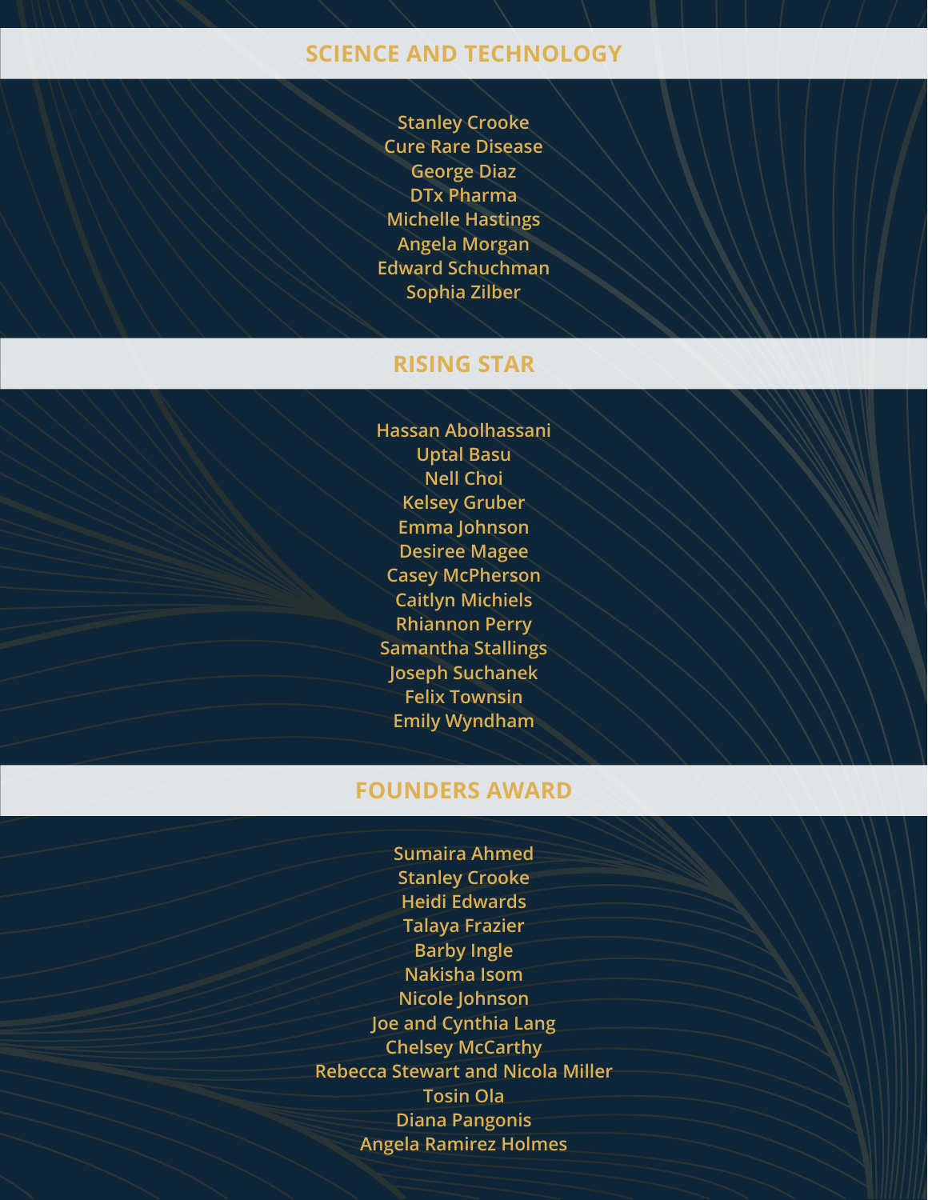## SCIENCE AND TECHNOLOGY

Stanley Crooke
Cure Rare Disease
George Diaz
DTx Pharma
Michelle Hastings
Angela Morgan
Edward Schuchman
Sophia Zilber

## RISING STAR

Hassan Abolhassani
Uptal Basu
Nell Choi
Kelsey Gruber
Emma Johnson
Desiree Magee
Casey McPherson
Caitlyn Michiels
Rhiannon Perry
Samantha Stallings
Joseph Suchanek
Felix Townsin
Emily Wyndham

## FOUNDERS AWARD

Sumaira Ahmed
Stanley Crooke
Heidi Edwards
Talaya Frazier
Barby Ingle
Nakisha Isom
Nicole Johnson
Joe and Cynthia Lang
Chelsey McCarthy
Rebecca Stewart and Nicola Miller
Tosin Ola
Diana Pangonis
Angela Ramirez Holmes